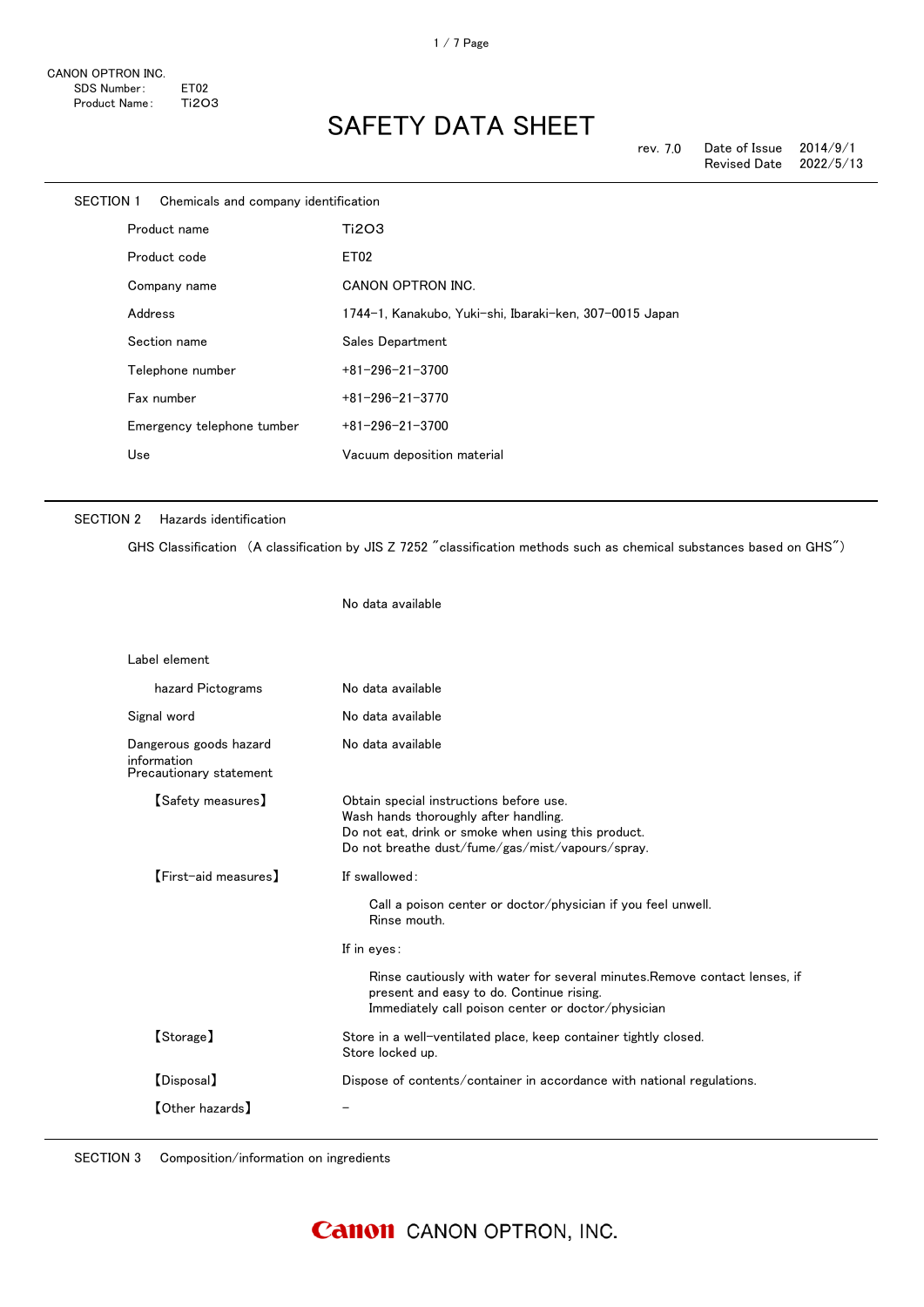CANON OPTRON INC.
SDS Number: ET02
Product Name: $Ti_2O_3$

# SAFETY DATA SHEET

rev. 7.0 | Date of Issue 2014/9/1
Revised Date 2022/5/13

## SECTION 1 Chemicals and company identification

| | |
|---|---|
| Product name | $Ti_2O_3$ |
| Product code | ET02 |
| Company name | CANON OPTRON INC. |
| Address | 1744-1, Kanakubo, Yuki-shi, Ibaraki-ken, 307-0015 Japan |
| Section name | Sales Department |
| Telephone number | +81-296-21-3700 |
| Fax number | +81-296-21-3770 |
| Emergency telephone tumber | +81-296-21-3700 |
| Use | Vacuum deposition material |

## SECTION 2 Hazards identification

GHS Classification （A classification by JIS Z 7252 "classification methods such as chemical substances based on GHS"）

No data available

Label element

| | |
|---|---|
| hazard Pictograms | No data available |
| Signal word | No data available |
| Dangerous goods hazard information | No data available |

Precautionary statement

【Safety measures】
Obtain special instructions before use.
Wash hands thoroughly after handling.
Do not eat, drink or smoke when using this product.
Do not breathe dust/fume/gas/mist/vapours/spray.

【First-aid measures】
If swallowed:

Call a poison center or doctor/physician if you feel unwell.
Rinse mouth.

If in eyes:

Rinse cautiously with water for several minutes.Remove contact lenses, if present and easy to do. Continue rising.
Immediately call poison center or doctor/physician

【Storage】
Store in a well-ventilated place, keep container tightly closed.
Store locked up.

【Disposal】
Dispose of contents/container in accordance with national regulations.

【Other hazards】
－

## SECTION 3 Composition/information on ingredients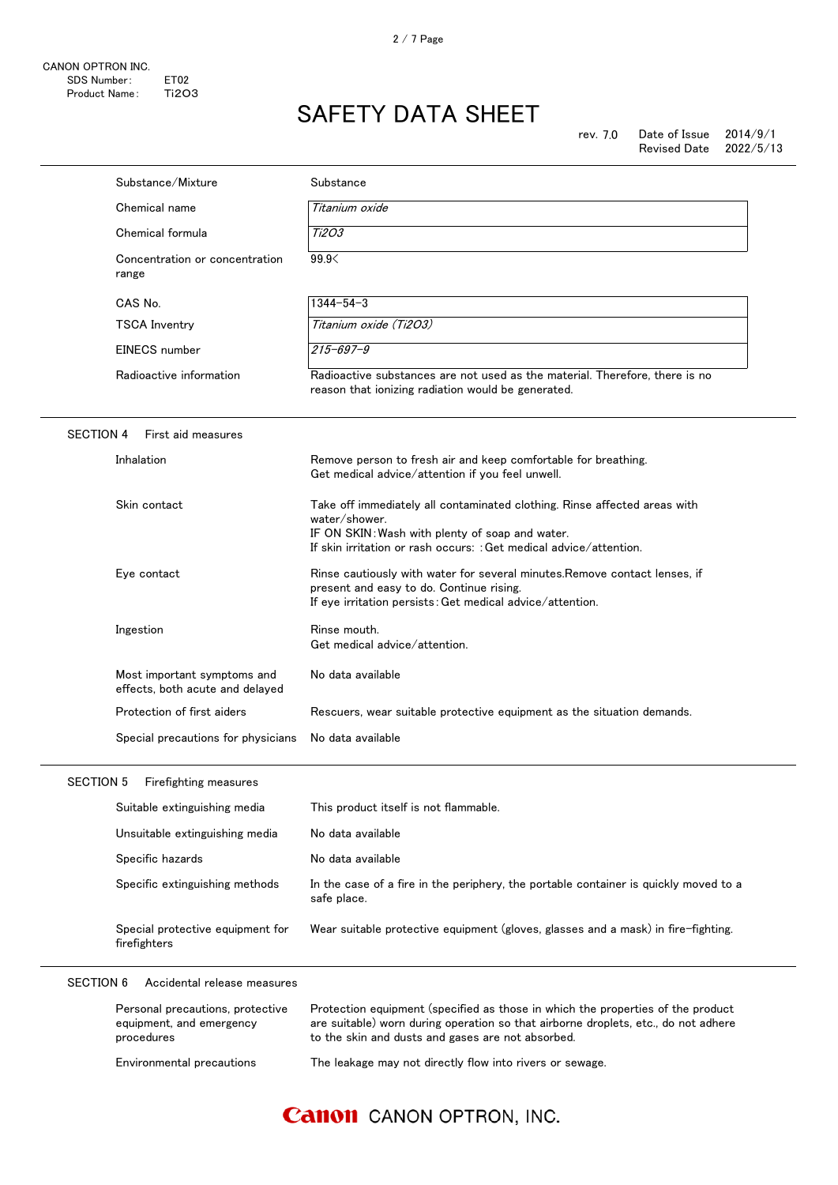CANON OPTRON INC.
SDS Number: ET02
Product Name: $Ti_2O_3$

# SAFETY DATA SHEET

rev. 7.0 Date of Issue 2014/9/1
Revised Date 2022/5/13

| | |
|---|---|
| Substance/Mixture | Substance |
| Chemical name | *Titanium oxide* |
| Chemical formula | *$Ti_2O_3$* |
| Concentration or concentration range | 99.9< |
| CAS No. | 1344-54-3 |
| TSCA Inventry | *Titanium oxide ($Ti_2O_3$)* |
| EINECS number | *215-697-9* |
| Radioactive information | Radioactive substances are not used as the material. Therefore, there is no reason that ionizing radiation would be generated. |

## SECTION 4 First aid measures

| | |
|---|---|
| Inhalation | Remove person to fresh air and keep comfortable for breathing.<br>Get medical advice/attention if you feel unwell. |
| Skin contact | Take off immediately all contaminated clothing. Rinse affected areas with water/shower.<br>IF ON SKIN：Wash with plenty of soap and water.<br>If skin irritation or rash occurs: ：Get medical advice/attention. |
| Eye contact | Rinse cautiously with water for several minutes.Remove contact lenses, if present and easy to do. Continue rising.<br>If eye irritation persists：Get medical advice/attention. |
| Ingestion | Rinse mouth.<br>Get medical advice/attention. |
| Most important symptoms and effects, both acute and delayed | No data available |
| Protection of first aiders | Rescuers, wear suitable protective equipment as the situation demands. |
| Special precautions for physicians | No data available |

## SECTION 5 Firefighting measures

| | |
|---|---|
| Suitable extinguishing media | This product itself is not flammable. |
| Unsuitable extinguishing media | No data available |
| Specific hazards | No data available |
| Specific extinguishing methods | In the case of a fire in the periphery, the portable container is quickly moved to a safe place. |
| Special protective equipment for firefighters | Wear suitable protective equipment (gloves, glasses and a mask) in fire-fighting. |

## SECTION 6 Accidental release measures

| | |
|---|---|
| Personal precautions, protective equipment, and emergency procedures | Protection equipment (specified as those in which the properties of the product are suitable) worn during operation so that airborne droplets, etc., do not adhere to the skin and dusts and gases are not absorbed. |
| Environmental precautions | The leakage may not directly flow into rivers or sewage. |

Canon CANON OPTRON, INC.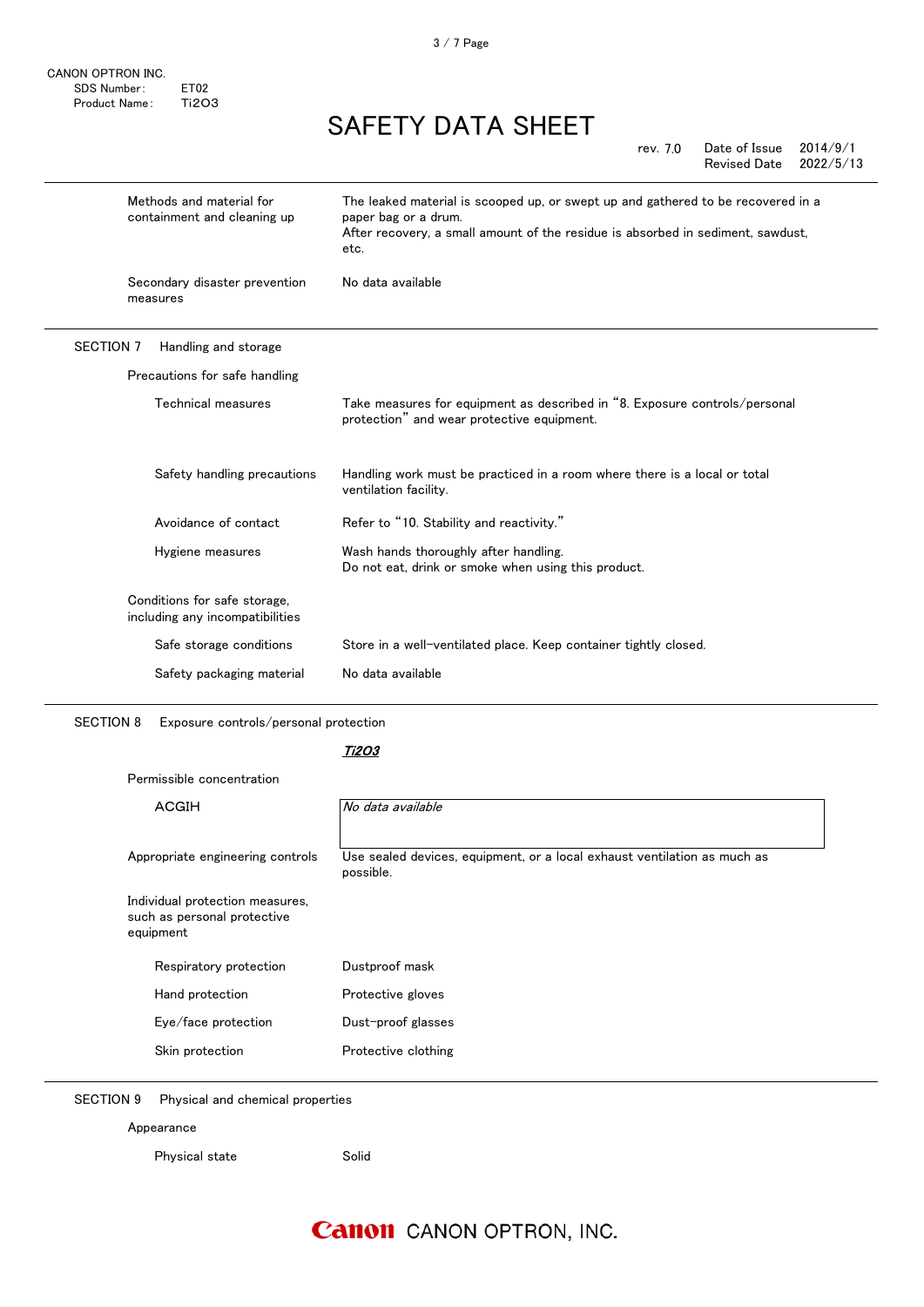CANON OPTRON INC.
SDS Number: ET02
Product Name: $Ti_2O_3$

# SAFETY DATA SHEET

rev. 7.0 Date of Issue 2014/9/1
Revised Date 2022/5/13

| | |
|---|---|
| Methods and material for containment and cleaning up | The leaked material is scooped up, or swept up and gathered to be recovered in a paper bag or a drum. After recovery, a small amount of the residue is absorbed in sediment, sawdust, etc. |
| Secondary disaster prevention measures | No data available |

## SECTION 7 Handling and storage

**Precautions for safe handling**

| | |
|---|---|
| Technical measures | Take measures for equipment as described in "8. Exposure controls/personal protection" and wear protective equipment. |
| Safety handling precautions | Handling work must be practiced in a room where there is a local or total ventilation facility. |
| Avoidance of contact | Refer to "10. Stability and reactivity." |
| Hygiene measures | Wash hands thoroughly after handling. Do not eat, drink or smoke when using this product. |

**Conditions for safe storage, including any incompatibilities**

| | |
|---|---|
| Safe storage conditions | Store in a well-ventilated place. Keep container tightly closed. |
| Safety packaging material | No data available |

## SECTION 8 Exposure controls/personal protection

***$Ti_2O_3$***

**Permissible concentration**

| | |
|---|---|
| ACGIH | *No data available* |
| Appropriate engineering controls | Use sealed devices, equipment, or a local exhaust ventilation as much as possible. |

**Individual protection measures, such as personal protective equipment**

| | |
|---|---|
| Respiratory protection | Dustproof mask |
| Hand protection | Protective gloves |
| Eye/face protection | Dust-proof glasses |
| Skin protection | Protective clothing |

## SECTION 9 Physical and chemical properties

**Appearance**

| | |
|---|---|
| Physical state | Solid |

Canon CANON OPTRON, INC.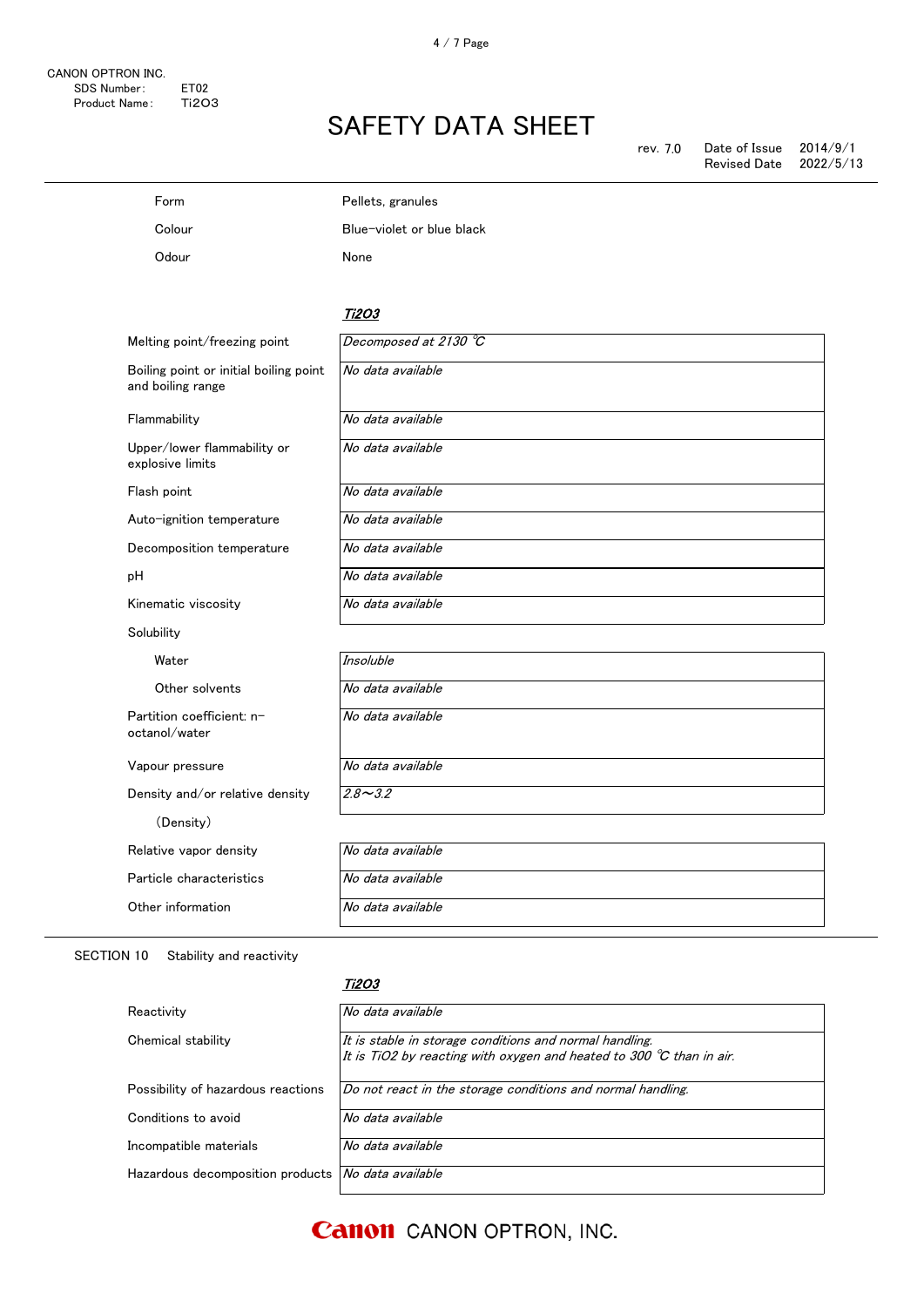| | |
|---|---|
| Form | Pellets, granules |
| Colour | Blue-violet or blue black |
| Odour | None |

| | *$Ti_2O_3$* |
|---|---|
| Melting point/freezing point | *Decomposed at 2130 ℃* |
| Boiling point or initial boiling point and boiling range | *No data available* |
| Flammability | *No data available* |
| Upper/lower flammability or explosive limits | *No data available* |
| Flash point | *No data available* |
| Auto-ignition temperature | *No data available* |
| Decomposition temperature | *No data available* |
| pH | *No data available* |
| Kinematic viscosity | *No data available* |
| Solubility | |
| Water | *Insoluble* |
| Other solvents | *No data available* |
| Partition coefficient: n-octanol/water | *No data available* |
| Vapour pressure | *No data available* |
| Density and/or relative density (Density) | *2.8～3.2* |
| Relative vapor density | *No data available* |
| Particle characteristics | *No data available* |
| Other information | *No data available* |

## SECTION 10 Stability and reactivity

| | *$Ti_2O_3$* |
|---|---|
| Reactivity | *No data available* |
| Chemical stability | *It is stable in storage conditions and normal handling.* *It is $TiO_2$ by reacting with oxygen and heated to 300 ℃ than in air.* |
| Possibility of hazardous reactions | *Do not react in the storage conditions and normal handling.* |
| Conditions to avoid | *No data available* |
| Incompatible materials | *No data available* |
| Hazardous decomposition products | *No data available* |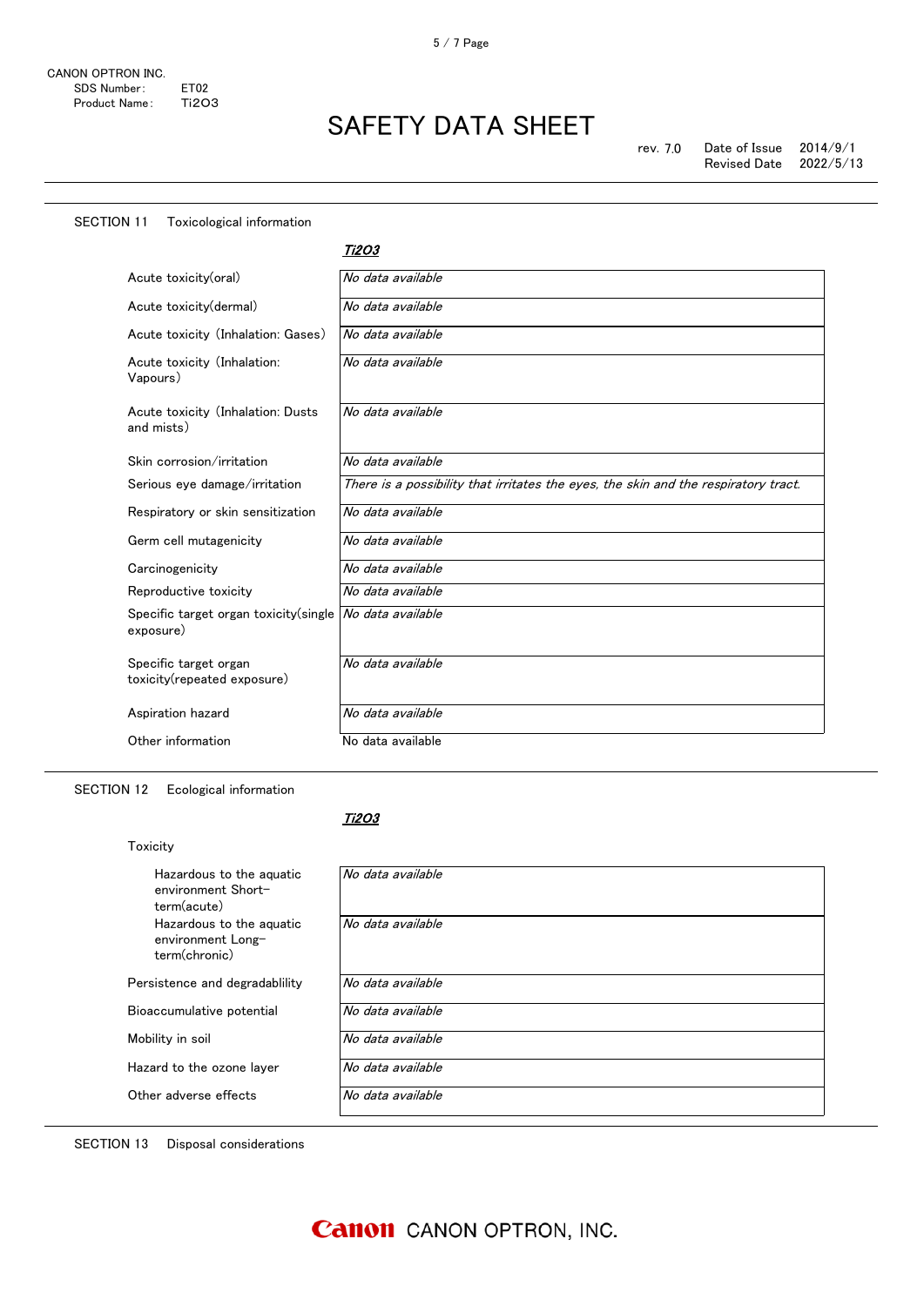## SECTION 11 Toxicological information

| | *Ti2O3* |
|---|---|
| Acute toxicity(oral) | *No data available* |
| Acute toxicity(dermal) | *No data available* |
| Acute toxicity (Inhalation: Gases) | *No data available* |
| Acute toxicity (Inhalation: Vapours) | *No data available* |
| Acute toxicity (Inhalation: Dusts and mists) | *No data available* |
| Skin corrosion/irritation | *No data available* |
| Serious eye damage/irritation | *There is a possibility that irritates the eyes, the skin and the respiratory tract.* |
| Respiratory or skin sensitization | *No data available* |
| Germ cell mutagenicity | *No data available* |
| Carcinogenicity | *No data available* |
| Reproductive toxicity | *No data available* |
| Specific target organ toxicity(single exposure) | *No data available* |
| Specific target organ toxicity(repeated exposure) | *No data available* |
| Aspiration hazard | *No data available* |
| Other information | No data available |

## SECTION 12 Ecological information

| | *Ti2O3* |
|---|---|
| **Toxicity** | |
| Hazardous to the aquatic environment Short-term(acute) | *No data available* |
| Hazardous to the aquatic environment Long-term(chronic) | *No data available* |
| Persistence and degradablility | *No data available* |
| Bioaccumulative potential | *No data available* |
| Mobility in soil | *No data available* |
| Hazard to the ozone layer | *No data available* |
| Other adverse effects | *No data available* |

## SECTION 13 Disposal considerations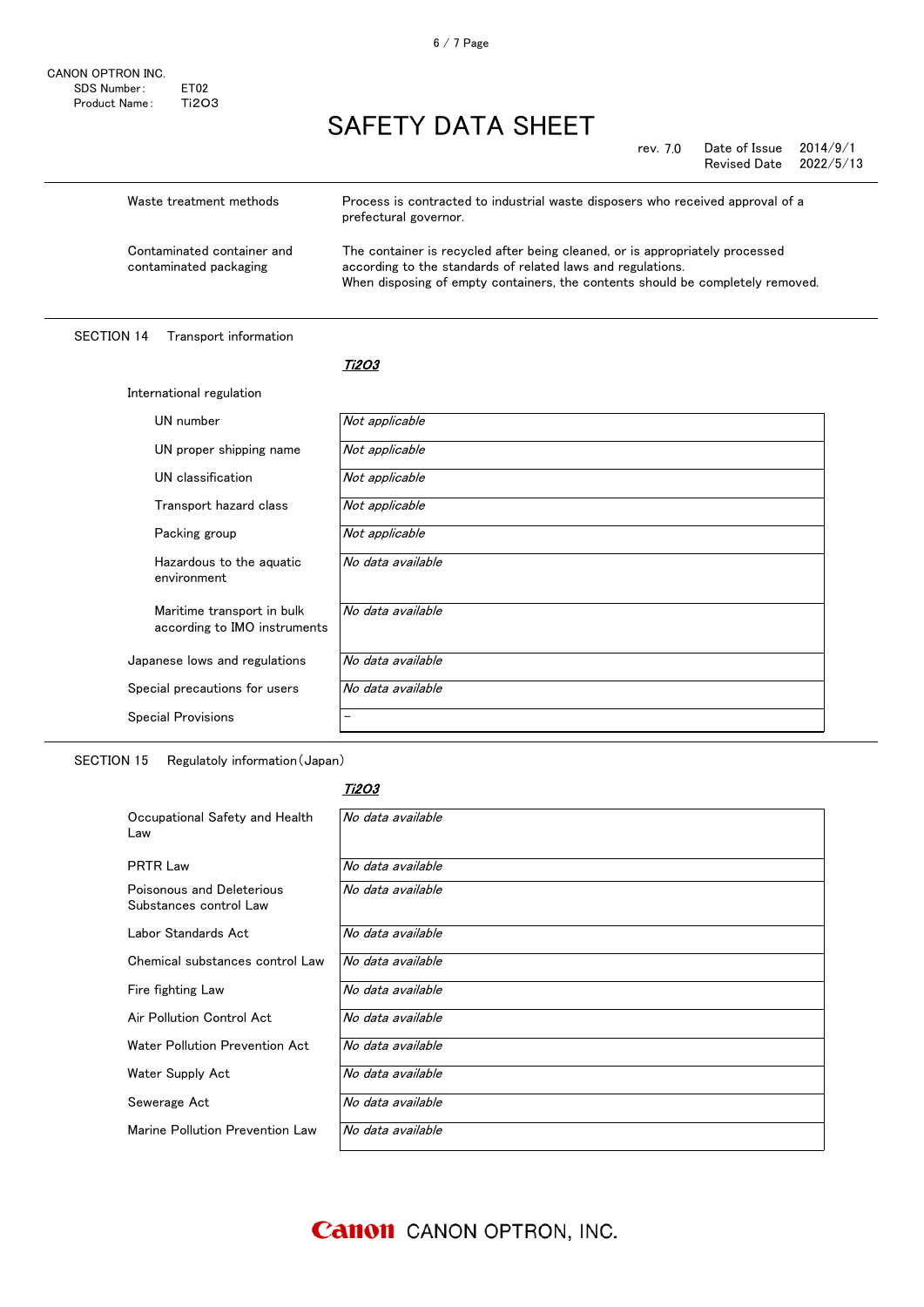| | |
|---|---|
| Waste treatment methods | Process is contracted to industrial waste disposers who received approval of a prefectural governor. |
| Contaminated container and contaminated packaging | The container is recycled after being cleaned, or is appropriately processed according to the standards of related laws and regulations. When disposing of empty containers, the contents should be completely removed. |

## SECTION 14 Transport information

***Ti2O3***

International regulation

| | |
|---|---|
| UN number | *Not applicable* |
| UN proper shipping name | *Not applicable* |
| UN classification | *Not applicable* |
| Transport hazard class | *Not applicable* |
| Packing group | *Not applicable* |
| Hazardous to the aquatic environment | *No data available* |
| Maritime transport in bulk according to IMO instruments | *No data available* |
| Japanese lows and regulations | *No data available* |
| Special precautions for users | *No data available* |
| Special Provisions | – |

## SECTION 15 Regulatoly information(Japan)

***Ti2O3***

| | |
|---|---|
| Occupational Safety and Health Law | *No data available* |
| PRTR Law | *No data available* |
| Poisonous and Deleterious Substances control Law | *No data available* |
| Labor Standards Act | *No data available* |
| Chemical substances control Law | *No data available* |
| Fire fighting Law | *No data available* |
| Air Pollution Control Act | *No data available* |
| Water Pollution Prevention Act | *No data available* |
| Water Supply Act | *No data available* |
| Sewerage Act | *No data available* |
| Marine Pollution Prevention Law | *No data available* |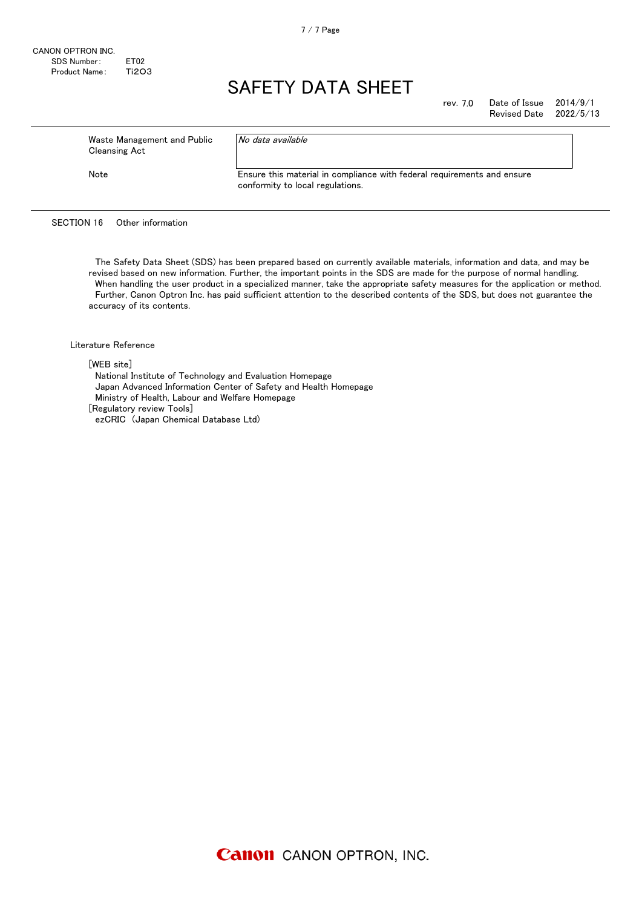| | |
|---|---|
| Waste Management and Public Cleansing Act | *No data available* |
| Note | Ensure this material in compliance with federal requirements and ensure conformity to local regulations. |

## SECTION 16 Other information

The Safety Data Sheet (SDS) has been prepared based on currently available materials, information and data, and may be revised based on new information. Further, the important points in the SDS are made for the purpose of normal handling.
When handling the user product in a specialized manner, take the appropriate safety measures for the application or method.
Further, Canon Optron Inc. has paid sufficient attention to the described contents of the SDS, but does not guarantee the accuracy of its contents.

Literature Reference

[WEB site]
National Institute of Technology and Evaluation Homepage
Japan Advanced Information Center of Safety and Health Homepage
Ministry of Health, Labour and Welfare Homepage
[Regulatory review Tools]
ezCRIC（Japan Chemical Database Ltd）